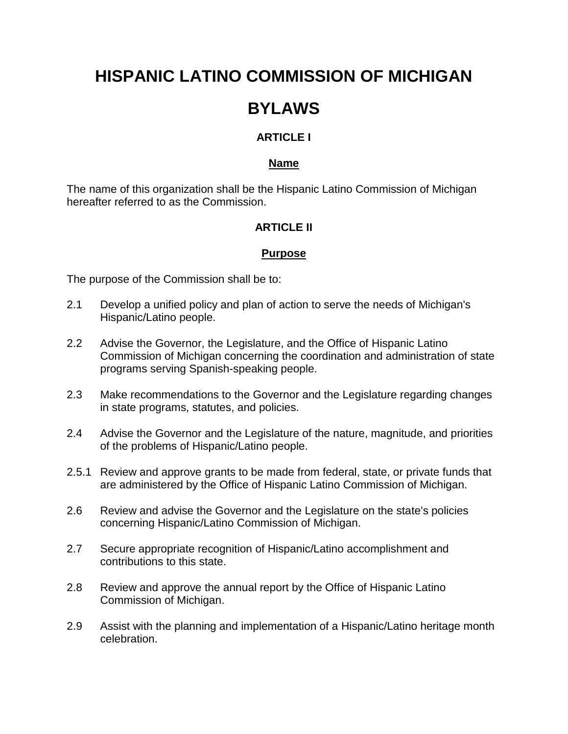# HISPANIC LATINO COMMISSION OF MICHIGAN

# BYLAWS

### ARTICLE I

### Name

The name of this organization shall be the Hispanic Latino Commission of Michigan hereafter referred to as the Commission.

### ARTICLE II

### Purpose

The purpose of the Commission shall be to:

2.1 Develop a unified policy and plan of action to serve the needs of Michigan's Hispanic/Latino people.

2.2 Advise the Governor, the Legislature, and the Office of Hispanic Latino Commission of Michigan concerning the coordination and administration of state programs serving Spanish-speaking people.

2.3 Make recommendations to the Governor and the Legislature regarding changes in state programs, statutes, and policies.

2.4 Advise the Governor and the Legislature of the nature, magnitude, and priorities of the problems of Hispanic/Latino people.

2.5.1 Review and approve grants to be made from federal, state, or private funds that are administered by the Office of Hispanic Latino Commission of Michigan.

2.6 Review and advise the Governor and the Legislature on the state's policies concerning Hispanic/Latino Commission of Michigan.

2.7 Secure appropriate recognition of Hispanic/Latino accomplishment and contributions to this state.

2.8 Review and approve the annual report by the Office of Hispanic Latino Commission of Michigan.

2.9 Assist with the planning and implementation of a Hispanic/Latino heritage month celebration.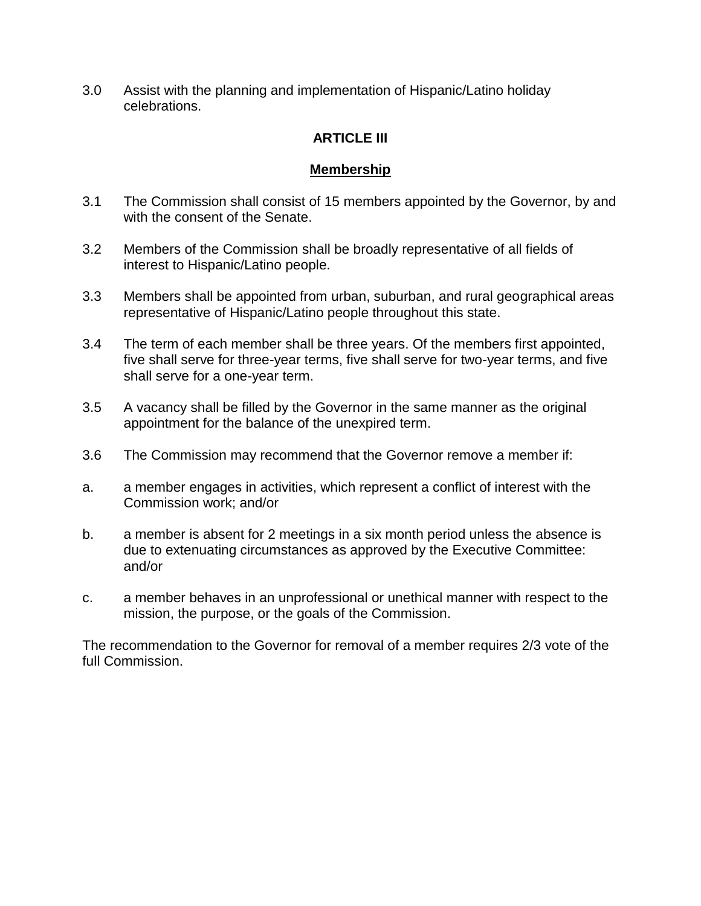3.0 Assist with the planning and implementation of Hispanic/Latino holiday celebrations.

## ARTICLE III

### Membership

3.1 The Commission shall consist of 15 members appointed by the Governor, by and with the consent of the Senate.

3.2 Members of the Commission shall be broadly representative of all fields of interest to Hispanic/Latino people.

3.3 Members shall be appointed from urban, suburban, and rural geographical areas representative of Hispanic/Latino people throughout this state.

3.4 The term of each member shall be three years. Of the members first appointed, five shall serve for three-year terms, five shall serve for two-year terms, and five shall serve for a one-year term.

3.5 A vacancy shall be filled by the Governor in the same manner as the original appointment for the balance of the unexpired term.

3.6 The Commission may recommend that the Governor remove a member if:

a. a member engages in activities, which represent a conflict of interest with the Commission work; and/or

b. a member is absent for 2 meetings in a six month period unless the absence is due to extenuating circumstances as approved by the Executive Committee: and/or

c. a member behaves in an unprofessional or unethical manner with respect to the mission, the purpose, or the goals of the Commission.

The recommendation to the Governor for removal of a member requires 2/3 vote of the full Commission.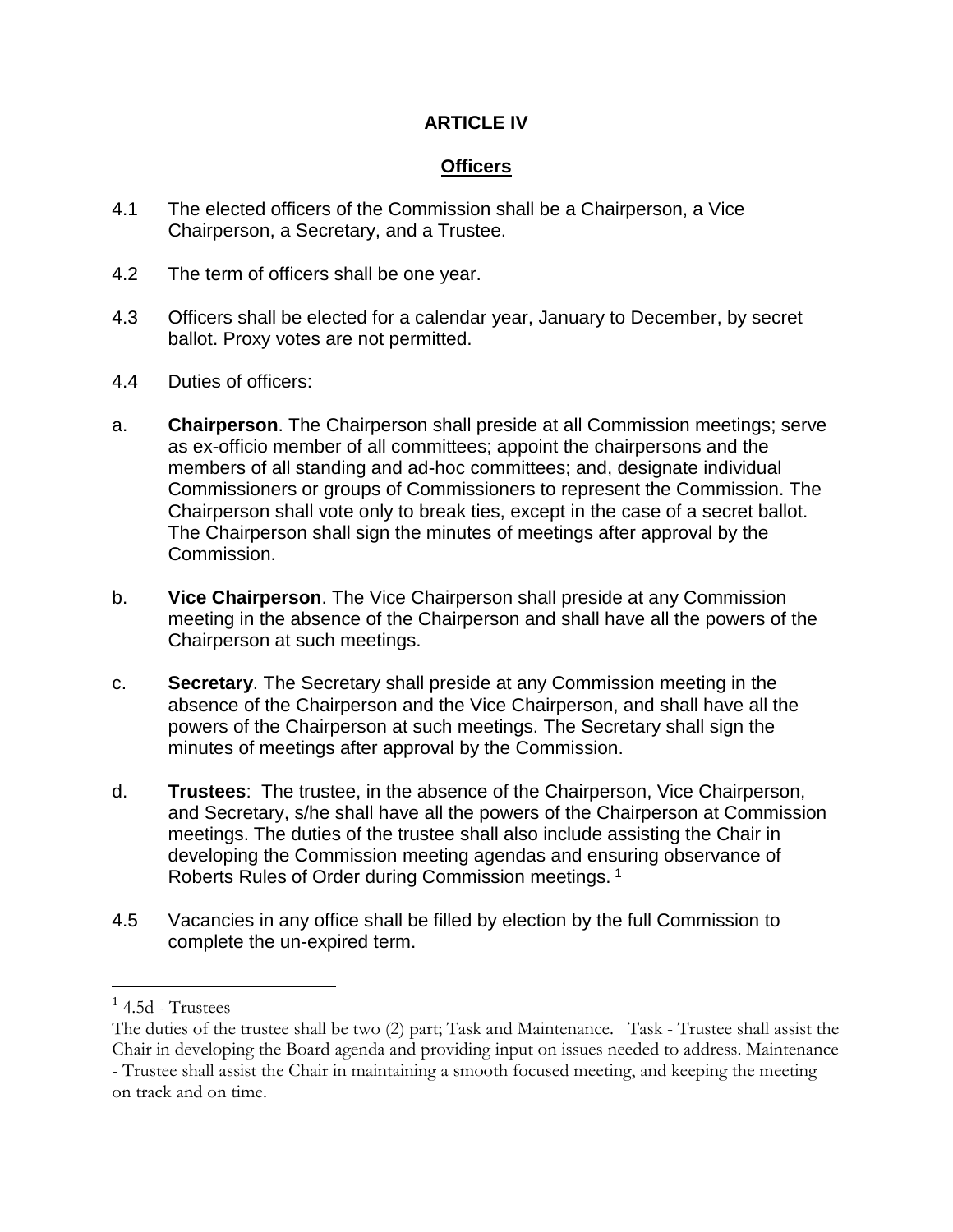# ARTICLE IV

## Officers

4.1 The elected officers of the Commission shall be a Chairperson, a Vice Chairperson, a Secretary, and a Trustee.

4.2 The term of officers shall be one year.

4.3 Officers shall be elected for a calendar year, January to December, by secret ballot. Proxy votes are not permitted.

4.4 Duties of officers:

a. **Chairperson**. The Chairperson shall preside at all Commission meetings; serve as ex-officio member of all committees; appoint the chairpersons and the members of all standing and ad-hoc committees; and, designate individual Commissioners or groups of Commissioners to represent the Commission. The Chairperson shall vote only to break ties, except in the case of a secret ballot. The Chairperson shall sign the minutes of meetings after approval by the Commission.

b. **Vice Chairperson**. The Vice Chairperson shall preside at any Commission meeting in the absence of the Chairperson and shall have all the powers of the Chairperson at such meetings.

c. **Secretary**. The Secretary shall preside at any Commission meeting in the absence of the Chairperson and the Vice Chairperson, and shall have all the powers of the Chairperson at such meetings. The Secretary shall sign the minutes of meetings after approval by the Commission.

d. **Trustees**: The trustee, in the absence of the Chairperson, Vice Chairperson, and Secretary, s/he shall have all the powers of the Chairperson at Commission meetings. The duties of the trustee shall also include assisting the Chair in developing the Commission meeting agendas and ensuring observance of Roberts Rules of Order during Commission meetings. [1]

4.5 Vacancies in any office shall be filled by election by the full Commission to complete the un-expired term.

---

[1] 4.5d - Trustees

The duties of the trustee shall be two (2) part; Task and Maintenance. Task - Trustee shall assist the Chair in developing the Board agenda and providing input on issues needed to address. Maintenance - Trustee shall assist the Chair in maintaining a smooth focused meeting, and keeping the meeting on track and on time.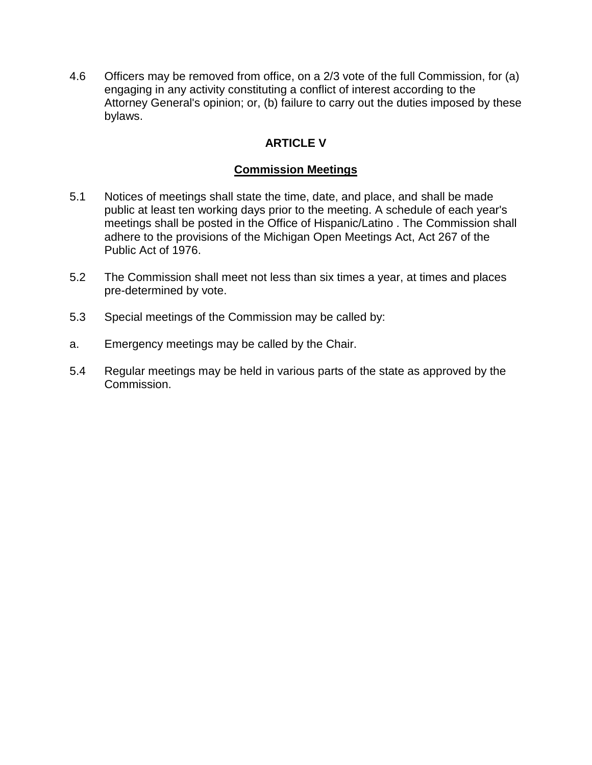4.6 Officers may be removed from office, on a 2/3 vote of the full Commission, for (a) engaging in any activity constituting a conflict of interest according to the Attorney General's opinion; or, (b) failure to carry out the duties imposed by these bylaws.

## ARTICLE V

## Commission Meetings

5.1 Notices of meetings shall state the time, date, and place, and shall be made public at least ten working days prior to the meeting. A schedule of each year's meetings shall be posted in the Office of Hispanic/Latino . The Commission shall adhere to the provisions of the Michigan Open Meetings Act, Act 267 of the Public Act of 1976.

5.2 The Commission shall meet not less than six times a year, at times and places pre-determined by vote.

5.3 Special meetings of the Commission may be called by:

a. Emergency meetings may be called by the Chair.

5.4 Regular meetings may be held in various parts of the state as approved by the Commission.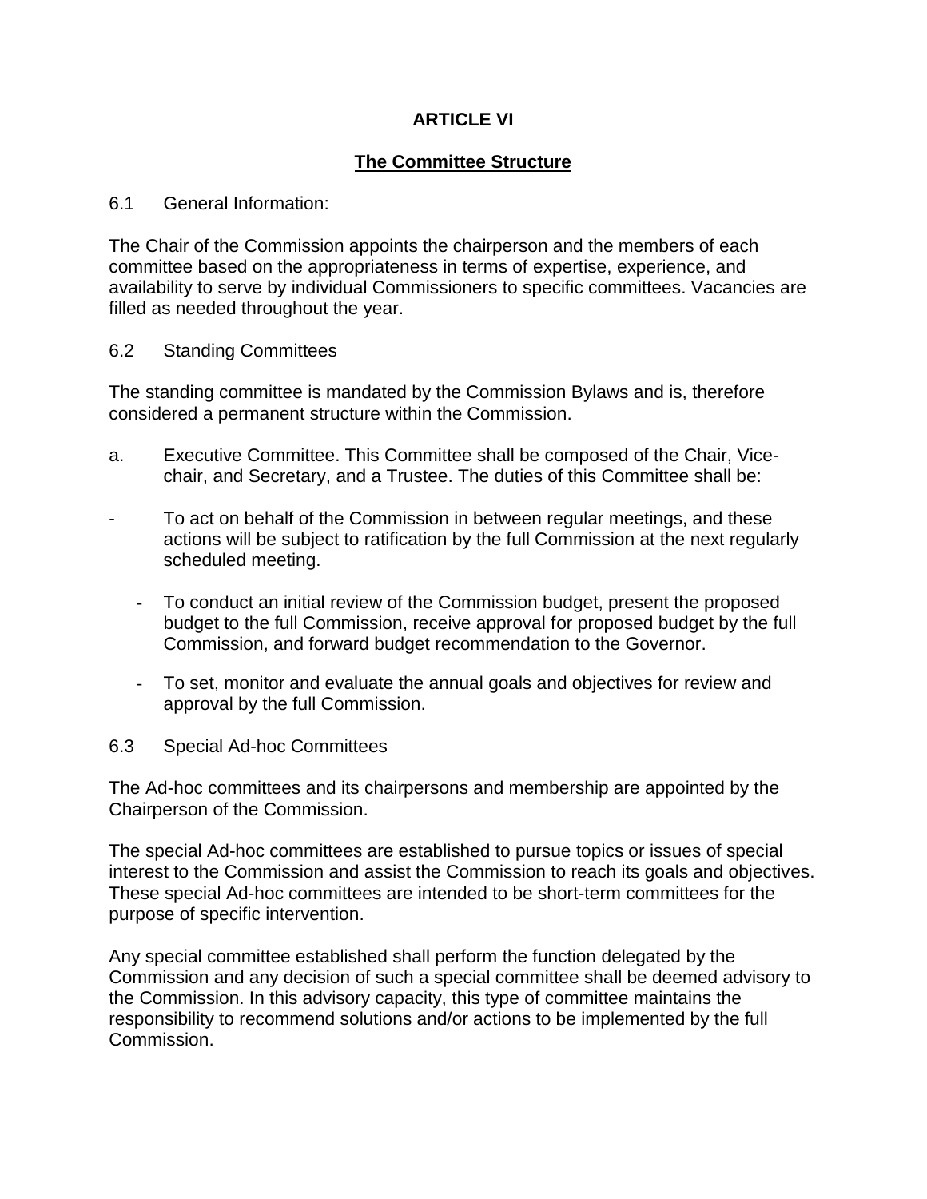## ARTICLE VI

## The Committee Structure

6.1 General Information:

The Chair of the Commission appoints the chairperson and the members of each committee based on the appropriateness in terms of expertise, experience, and availability to serve by individual Commissioners to specific committees. Vacancies are filled as needed throughout the year.

6.2 Standing Committees

The standing committee is mandated by the Commission Bylaws and is, therefore considered a permanent structure within the Commission.

a. Executive Committee. This Committee shall be composed of the Chair, Vice-chair, and Secretary, and a Trustee. The duties of this Committee shall be:

- To act on behalf of the Commission in between regular meetings, and these actions will be subject to ratification by the full Commission at the next regularly scheduled meeting.
- To conduct an initial review of the Commission budget, present the proposed budget to the full Commission, receive approval for proposed budget by the full Commission, and forward budget recommendation to the Governor.
- To set, monitor and evaluate the annual goals and objectives for review and approval by the full Commission.

6.3 Special Ad-hoc Committees

The Ad-hoc committees and its chairpersons and membership are appointed by the Chairperson of the Commission.

The special Ad-hoc committees are established to pursue topics or issues of special interest to the Commission and assist the Commission to reach its goals and objectives. These special Ad-hoc committees are intended to be short-term committees for the purpose of specific intervention.

Any special committee established shall perform the function delegated by the Commission and any decision of such a special committee shall be deemed advisory to the Commission. In this advisory capacity, this type of committee maintains the responsibility to recommend solutions and/or actions to be implemented by the full Commission.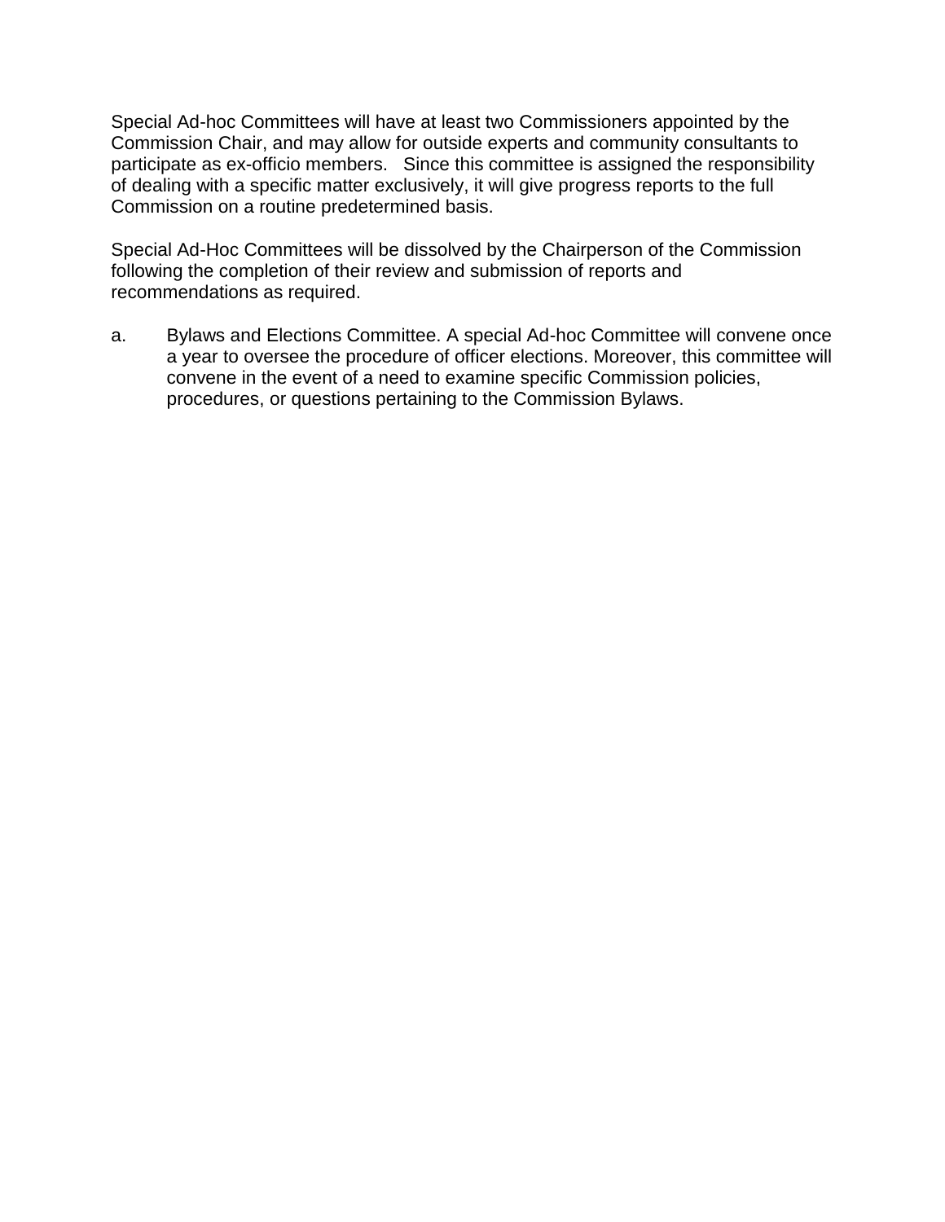Special Ad-hoc Committees will have at least two Commissioners appointed by the Commission Chair, and may allow for outside experts and community consultants to participate as ex-officio members.   Since this committee is assigned the responsibility of dealing with a specific matter exclusively, it will give progress reports to the full Commission on a routine predetermined basis.

Special Ad-Hoc Committees will be dissolved by the Chairperson of the Commission following the completion of their review and submission of reports and recommendations as required.

a. Bylaws and Elections Committee. A special Ad-hoc Committee will convene once a year to oversee the procedure of officer elections. Moreover, this committee will convene in the event of a need to examine specific Commission policies, procedures, or questions pertaining to the Commission Bylaws.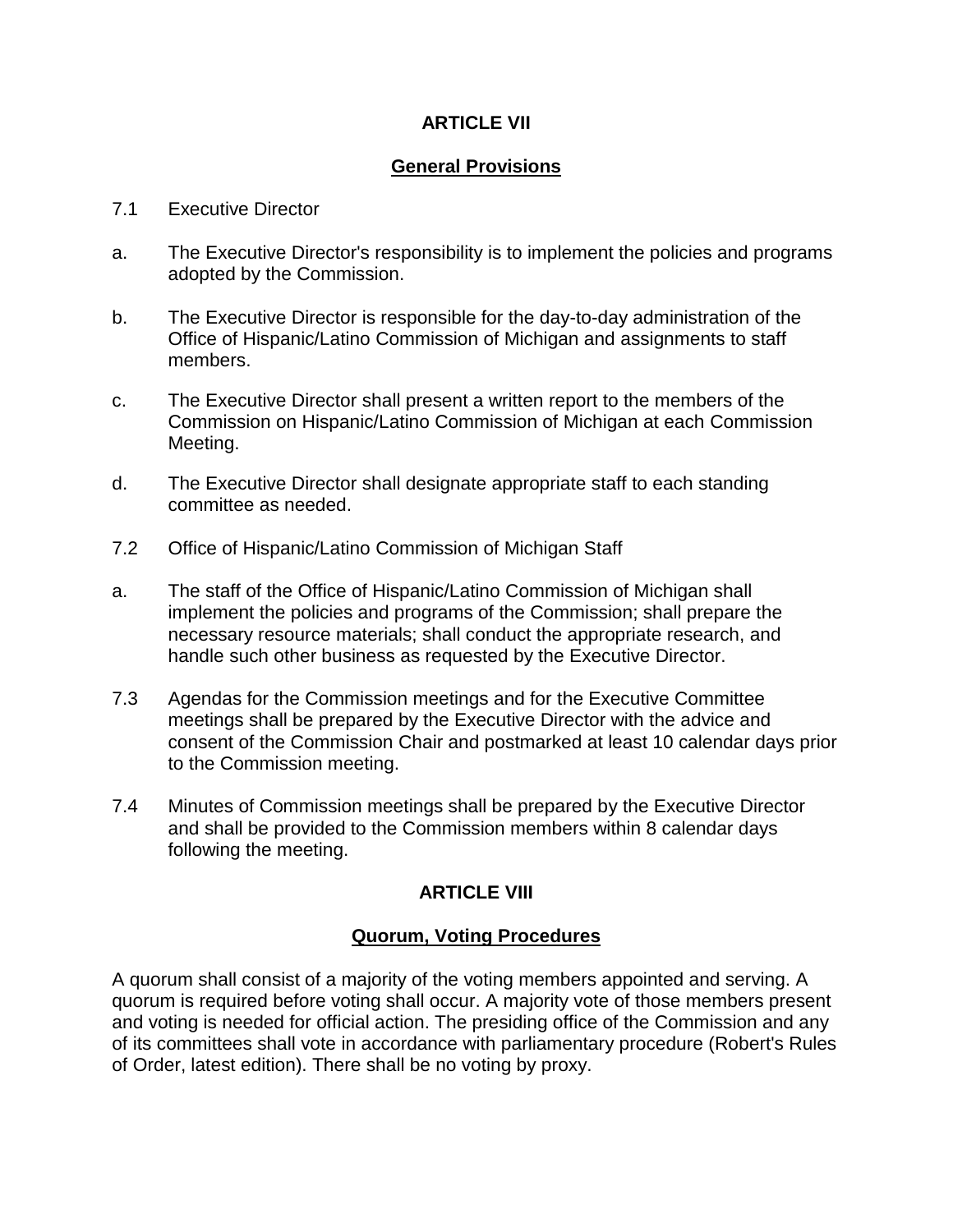## ARTICLE VII

## General Provisions

7.1 Executive Director

a. The Executive Director's responsibility is to implement the policies and programs adopted by the Commission.

b. The Executive Director is responsible for the day-to-day administration of the Office of Hispanic/Latino Commission of Michigan and assignments to staff members.

c. The Executive Director shall present a written report to the members of the Commission on Hispanic/Latino Commission of Michigan at each Commission Meeting.

d. The Executive Director shall designate appropriate staff to each standing committee as needed.

7.2 Office of Hispanic/Latino Commission of Michigan Staff

a. The staff of the Office of Hispanic/Latino Commission of Michigan shall implement the policies and programs of the Commission; shall prepare the necessary resource materials; shall conduct the appropriate research, and handle such other business as requested by the Executive Director.

7.3 Agendas for the Commission meetings and for the Executive Committee meetings shall be prepared by the Executive Director with the advice and consent of the Commission Chair and postmarked at least 10 calendar days prior to the Commission meeting.

7.4 Minutes of Commission meetings shall be prepared by the Executive Director and shall be provided to the Commission members within 8 calendar days following the meeting.

## ARTICLE VIII

## Quorum, Voting Procedures

A quorum shall consist of a majority of the voting members appointed and serving. A quorum is required before voting shall occur. A majority vote of those members present and voting is needed for official action. The presiding office of the Commission and any of its committees shall vote in accordance with parliamentary procedure (Robert's Rules of Order, latest edition). There shall be no voting by proxy.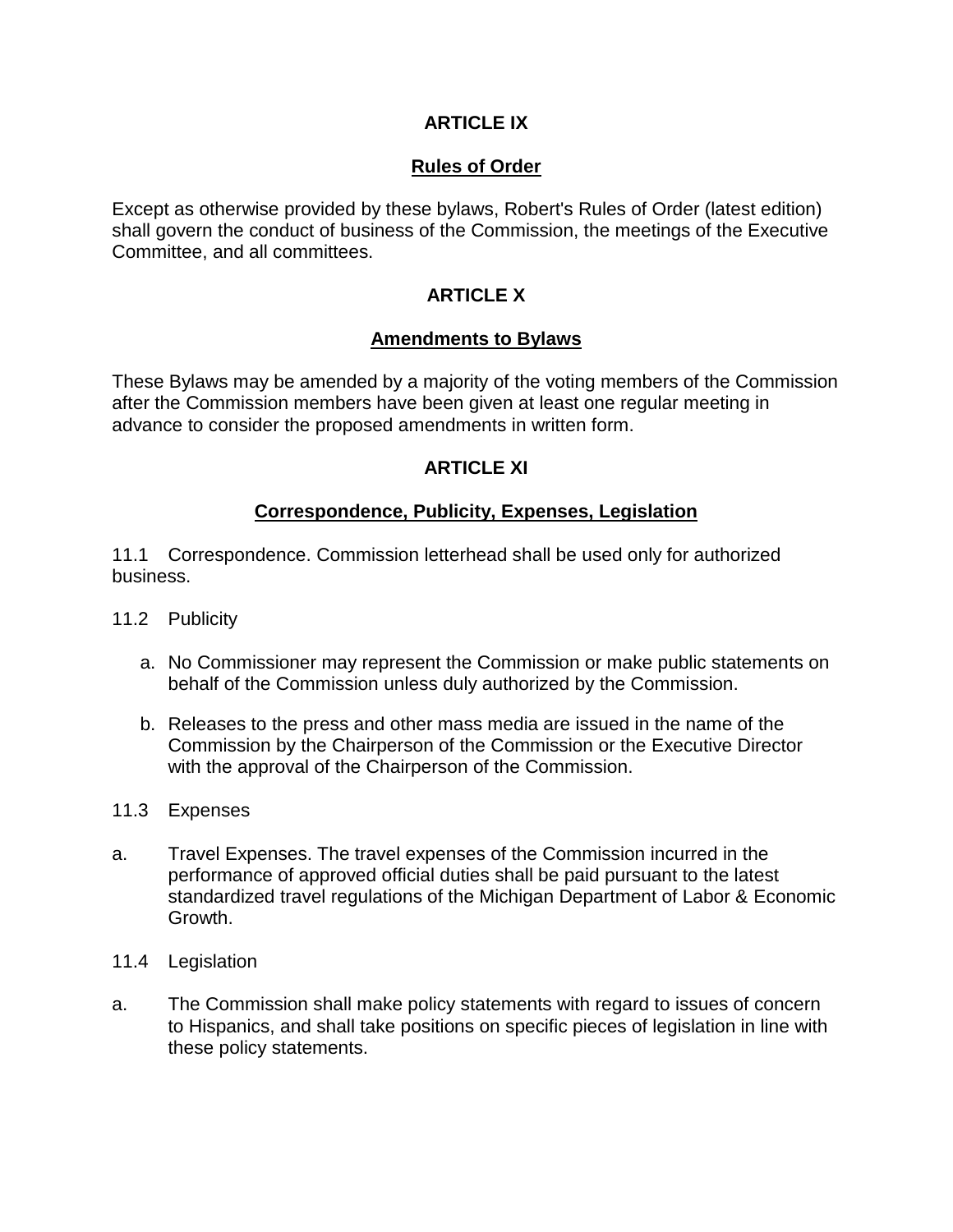## ARTICLE IX

### Rules of Order

Except as otherwise provided by these bylaws, Robert's Rules of Order (latest edition) shall govern the conduct of business of the Commission, the meetings of the Executive Committee, and all committees.

## ARTICLE X

### Amendments to Bylaws

These Bylaws may be amended by a majority of the voting members of the Commission after the Commission members have been given at least one regular meeting in advance to consider the proposed amendments in written form.

## ARTICLE XI

### Correspondence, Publicity, Expenses, Legislation

11.1 Correspondence. Commission letterhead shall be used only for authorized business.

11.2 Publicity

a. No Commissioner may represent the Commission or make public statements on behalf of the Commission unless duly authorized by the Commission.

b. Releases to the press and other mass media are issued in the name of the Commission by the Chairperson of the Commission or the Executive Director with the approval of the Chairperson of the Commission.

11.3 Expenses

a. Travel Expenses. The travel expenses of the Commission incurred in the performance of approved official duties shall be paid pursuant to the latest standardized travel regulations of the Michigan Department of Labor & Economic Growth.

11.4 Legislation

a. The Commission shall make policy statements with regard to issues of concern to Hispanics, and shall take positions on specific pieces of legislation in line with these policy statements.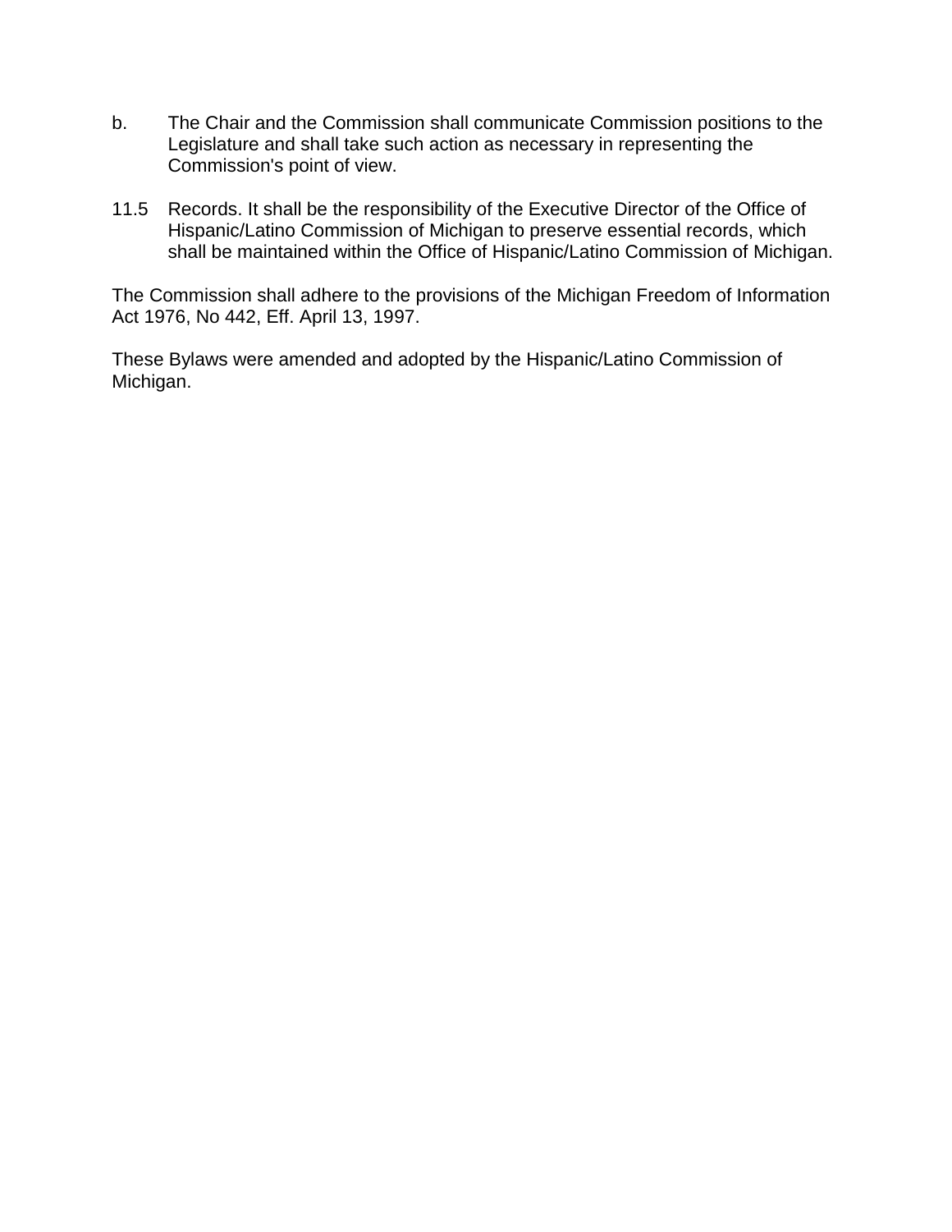b. The Chair and the Commission shall communicate Commission positions to the Legislature and shall take such action as necessary in representing the Commission's point of view.

11.5 Records. It shall be the responsibility of the Executive Director of the Office of Hispanic/Latino Commission of Michigan to preserve essential records, which shall be maintained within the Office of Hispanic/Latino Commission of Michigan.

The Commission shall adhere to the provisions of the Michigan Freedom of Information Act 1976, No 442, Eff. April 13, 1997.

These Bylaws were amended and adopted by the Hispanic/Latino Commission of Michigan.